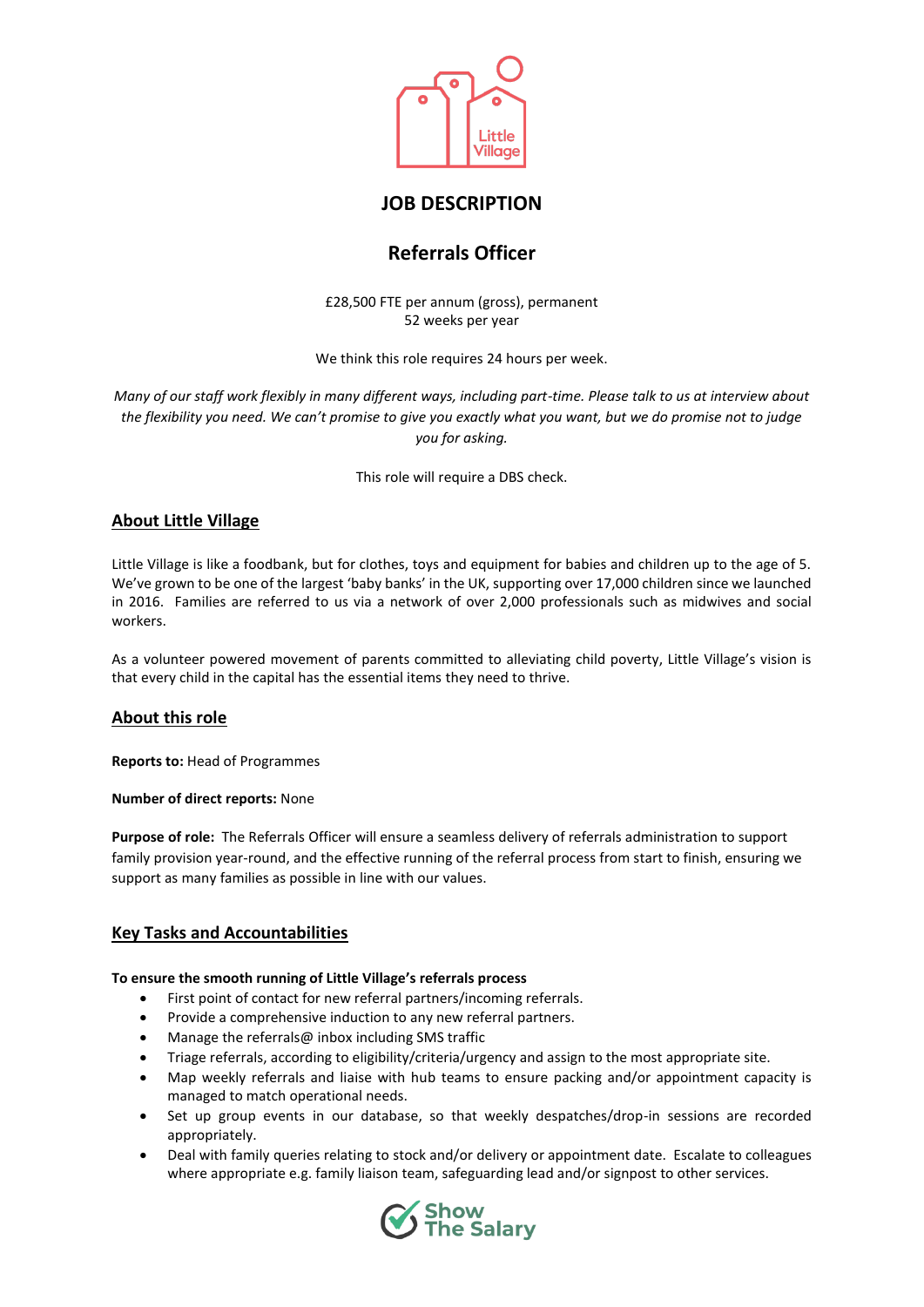# JOB DESCRIPTION

## Referrals Officer

£28,500 FTE per annum (gross), permanent
52 weeks per year

We think this role requires 24 hours per week.

*Many of our staff work flexibly in many different ways, including part-time. Please talk to us at interview about the flexibility you need. We can't promise to give you exactly what you want, but we do promise not to judge you for asking.*

This role will require a DBS check.

### About Little Village

Little Village is like a foodbank, but for clothes, toys and equipment for babies and children up to the age of 5. We've grown to be one of the largest 'baby banks' in the UK, supporting over 17,000 children since we launched in 2016. Families are referred to us via a network of over 2,000 professionals such as midwives and social workers.

As a volunteer powered movement of parents committed to alleviating child poverty, Little Village's vision is that every child in the capital has the essential items they need to thrive.

### About this role

**Reports to:** Head of Programmes

**Number of direct reports:** None

**Purpose of role:** The Referrals Officer will ensure a seamless delivery of referrals administration to support family provision year-round, and the effective running of the referral process from start to finish, ensuring we support as many families as possible in line with our values.

### Key Tasks and Accountabilities

**To ensure the smooth running of Little Village's referrals process**

- First point of contact for new referral partners/incoming referrals.
- Provide a comprehensive induction to any new referral partners.
- Manage the referrals@ inbox including SMS traffic
- Triage referrals, according to eligibility/criteria/urgency and assign to the most appropriate site.
- Map weekly referrals and liaise with hub teams to ensure packing and/or appointment capacity is managed to match operational needs.
- Set up group events in our database, so that weekly despatches/drop-in sessions are recorded appropriately.
- Deal with family queries relating to stock and/or delivery or appointment date. Escalate to colleagues where appropriate e.g. family liaison team, safeguarding lead and/or signpost to other services.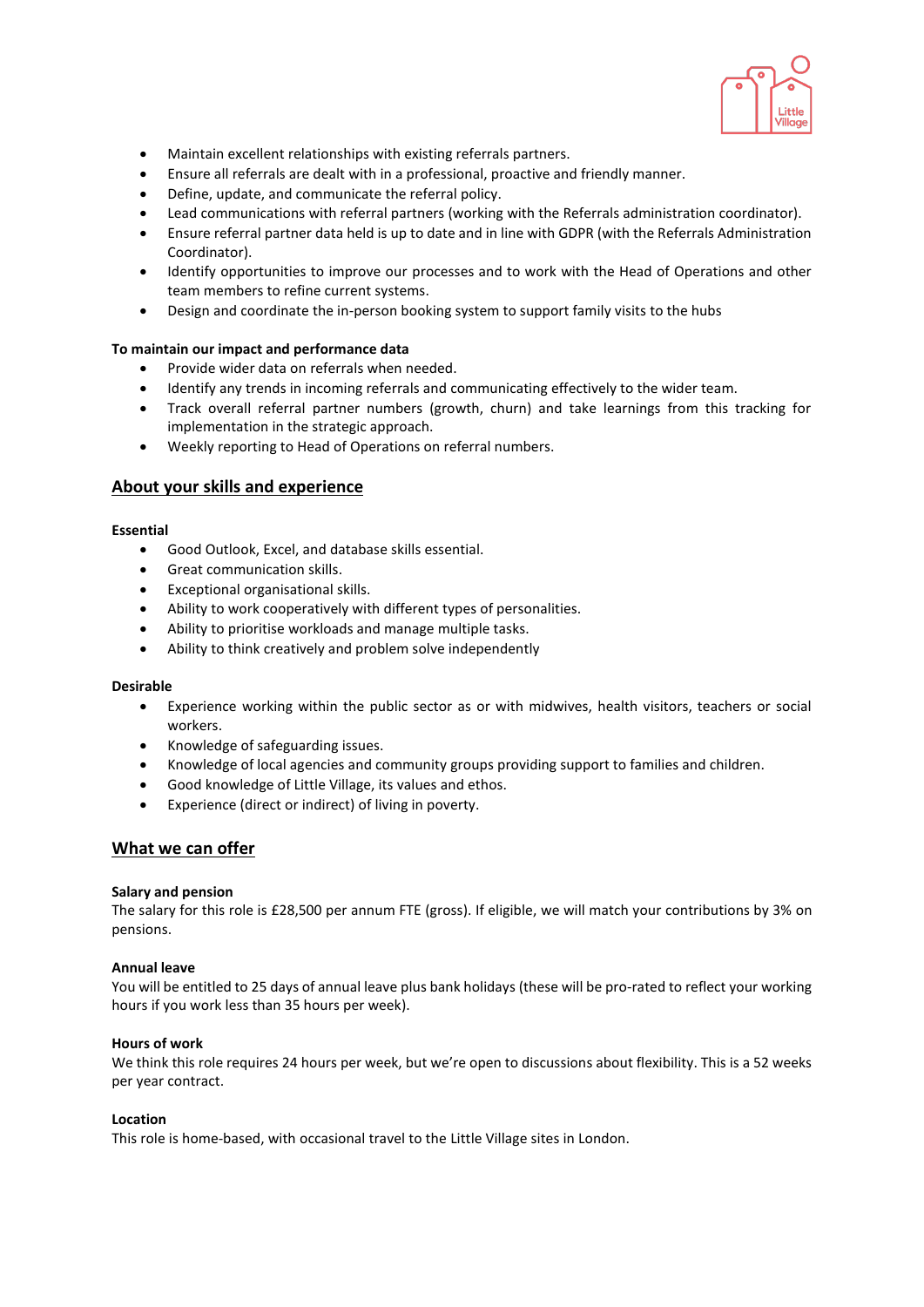- Maintain excellent relationships with existing referrals partners.
- Ensure all referrals are dealt with in a professional, proactive and friendly manner.
- Define, update, and communicate the referral policy.
- Lead communications with referral partners (working with the Referrals administration coordinator).
- Ensure referral partner data held is up to date and in line with GDPR (with the Referrals Administration Coordinator).
- Identify opportunities to improve our processes and to work with the Head of Operations and other team members to refine current systems.
- Design and coordinate the in-person booking system to support family visits to the hubs

**To maintain our impact and performance data**

- Provide wider data on referrals when needed.
- Identify any trends in incoming referrals and communicating effectively to the wider team.
- Track overall referral partner numbers (growth, churn) and take learnings from this tracking for implementation in the strategic approach.
- Weekly reporting to Head of Operations on referral numbers.

## About your skills and experience

**Essential**

- Good Outlook, Excel, and database skills essential.
- Great communication skills.
- Exceptional organisational skills.
- Ability to work cooperatively with different types of personalities.
- Ability to prioritise workloads and manage multiple tasks.
- Ability to think creatively and problem solve independently

**Desirable**

- Experience working within the public sector as or with midwives, health visitors, teachers or social workers.
- Knowledge of safeguarding issues.
- Knowledge of local agencies and community groups providing support to families and children.
- Good knowledge of Little Village, its values and ethos.
- Experience (direct or indirect) of living in poverty.

## What we can offer

**Salary and pension**

The salary for this role is £28,500 per annum FTE (gross). If eligible, we will match your contributions by 3% on pensions.

**Annual leave**

You will be entitled to 25 days of annual leave plus bank holidays (these will be pro-rated to reflect your working hours if you work less than 35 hours per week).

**Hours of work**

We think this role requires 24 hours per week, but we're open to discussions about flexibility. This is a 52 weeks per year contract.

**Location**

This role is home-based, with occasional travel to the Little Village sites in London.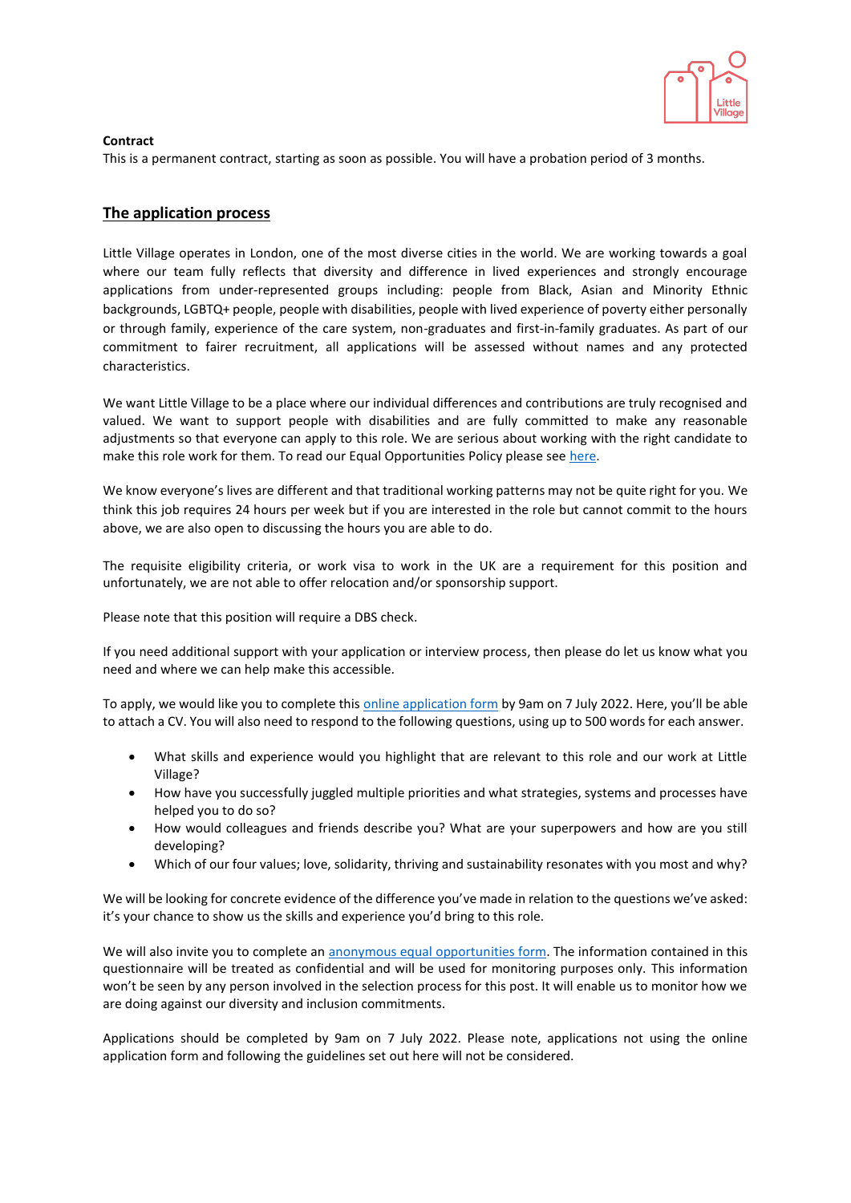**Contract**
This is a permanent contract, starting as soon as possible. You will have a probation period of 3 months.

## The application process

Little Village operates in London, one of the most diverse cities in the world. We are working towards a goal where our team fully reflects that diversity and difference in lived experiences and strongly encourage applications from under-represented groups including: people from Black, Asian and Minority Ethnic backgrounds, LGBTQ+ people, people with disabilities, people with lived experience of poverty either personally or through family, experience of the care system, non-graduates and first-in-family graduates. As part of our commitment to fairer recruitment, all applications will be assessed without names and any protected characteristics.

We want Little Village to be a place where our individual differences and contributions are truly recognised and valued. We want to support people with disabilities and are fully committed to make any reasonable adjustments so that everyone can apply to this role. We are serious about working with the right candidate to make this role work for them. To read our Equal Opportunities Policy please see here.

We know everyone's lives are different and that traditional working patterns may not be quite right for you. We think this job requires 24 hours per week but if you are interested in the role but cannot commit to the hours above, we are also open to discussing the hours you are able to do.

The requisite eligibility criteria, or work visa to work in the UK are a requirement for this position and unfortunately, we are not able to offer relocation and/or sponsorship support.

Please note that this position will require a DBS check.

If you need additional support with your application or interview process, then please do let us know what you need and where we can help make this accessible.

To apply, we would like you to complete this online application form by 9am on 7 July 2022. Here, you'll be able to attach a CV. You will also need to respond to the following questions, using up to 500 words for each answer.

- What skills and experience would you highlight that are relevant to this role and our work at Little Village?
- How have you successfully juggled multiple priorities and what strategies, systems and processes have helped you to do so?
- How would colleagues and friends describe you? What are your superpowers and how are you still developing?
- Which of our four values; love, solidarity, thriving and sustainability resonates with you most and why?

We will be looking for concrete evidence of the difference you've made in relation to the questions we've asked: it's your chance to show us the skills and experience you'd bring to this role.

We will also invite you to complete an anonymous equal opportunities form. The information contained in this questionnaire will be treated as confidential and will be used for monitoring purposes only. This information won't be seen by any person involved in the selection process for this post. It will enable us to monitor how we are doing against our diversity and inclusion commitments.

Applications should be completed by 9am on 7 July 2022. Please note, applications not using the online application form and following the guidelines set out here will not be considered.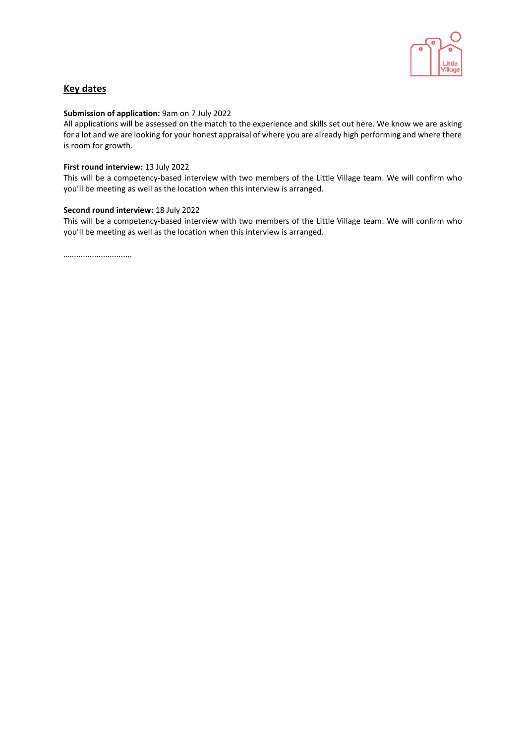## Key dates

**Submission of application:** 9am on 7 July 2022
All applications will be assessed on the match to the experience and skills set out here. We know we are asking for a lot and we are looking for your honest appraisal of where you are already high performing and where there is room for growth.

**First round interview:** 13 July 2022
This will be a competency-based interview with two members of the Little Village team. We will confirm who you'll be meeting as well as the location when this interview is arranged.

**Second round interview:** 18 July 2022
This will be a competency-based interview with two members of the Little Village team. We will confirm who you'll be meeting as well as the location when this interview is arranged.

…………………………